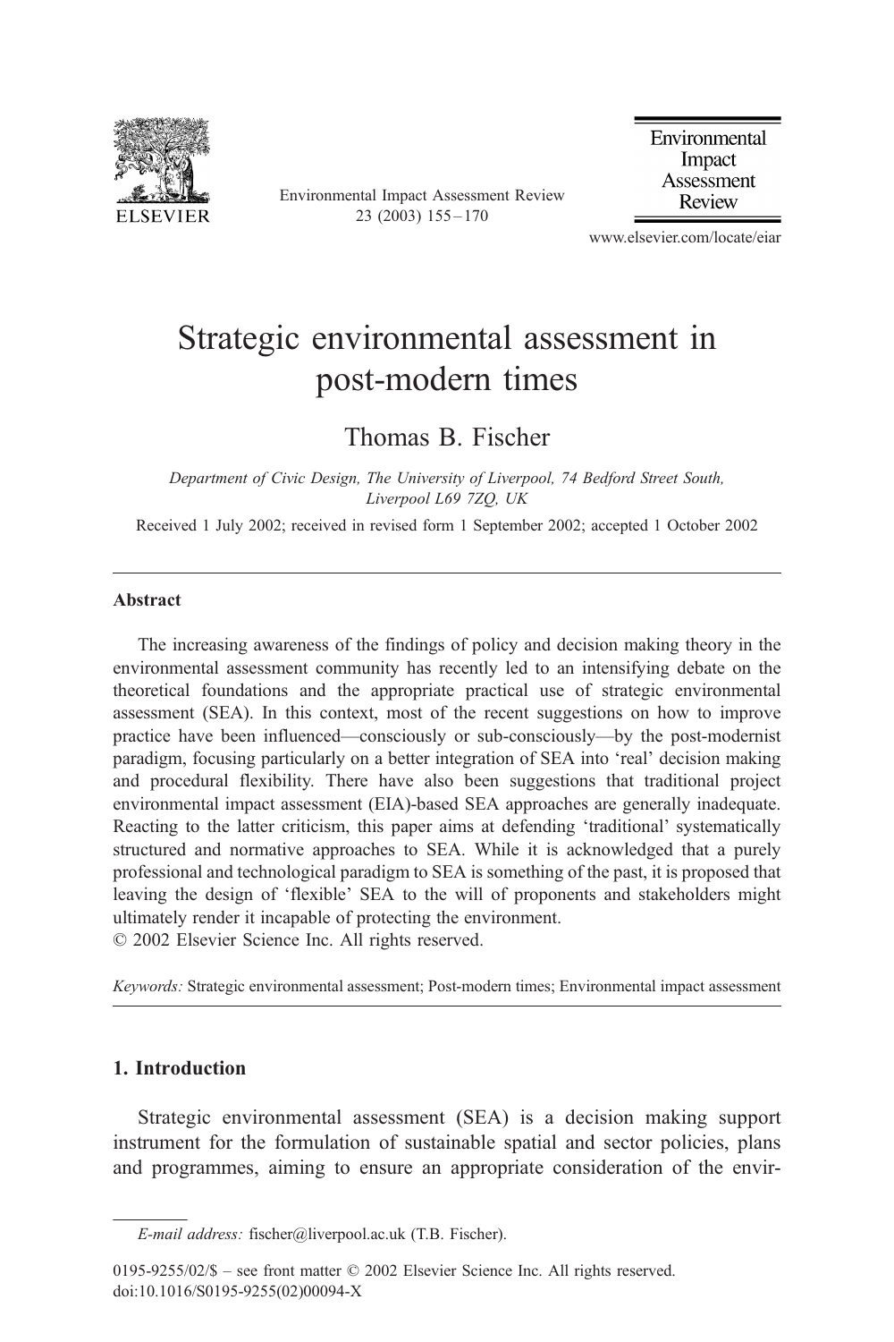# Strategic environmental assessment in post-modern times

Thomas B. Fischer

*Department of Civic Design, The University of Liverpool, 74 Bedford Street South, Liverpool L69 7ZQ, UK*

Received 1 July 2002; received in revised form 1 September 2002; accepted 1 October 2002

## Abstract

The increasing awareness of the findings of policy and decision making theory in the environmental assessment community has recently led to an intensifying debate on the theoretical foundations and the appropriate practical use of strategic environmental assessment (SEA). In this context, most of the recent suggestions on how to improve practice have been influenced—consciously or sub-consciously—by the post-modernist paradigm, focusing particularly on a better integration of SEA into 'real' decision making and procedural flexibility. There have also been suggestions that traditional project environmental impact assessment (EIA)-based SEA approaches are generally inadequate. Reacting to the latter criticism, this paper aims at defending 'traditional' systematically structured and normative approaches to SEA. While it is acknowledged that a purely professional and technological paradigm to SEA is something of the past, it is proposed that leaving the design of 'flexible' SEA to the will of proponents and stakeholders might ultimately render it incapable of protecting the environment.

© 2002 Elsevier Science Inc. All rights reserved.

*Keywords:* Strategic environmental assessment; Post-modern times; Environmental impact assessment

## 1. Introduction

Strategic environmental assessment (SEA) is a decision making support instrument for the formulation of sustainable spatial and sector policies, plans and programmes, aiming to ensure an appropriate consideration of the envir-

*E-mail address:* fischer@liverpool.ac.uk (T.B. Fischer).

0195-9255/02/$ – see front matter © 2002 Elsevier Science Inc. All rights reserved.
doi:10.1016/S0195-9255(02)00094-X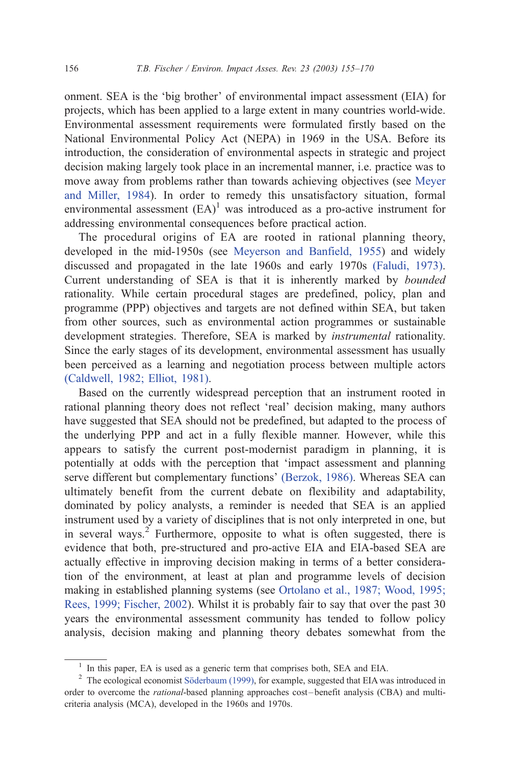onment. SEA is the 'big brother' of environmental impact assessment (EIA) for projects, which has been applied to a large extent in many countries world-wide. Environmental assessment requirements were formulated firstly based on the National Environmental Policy Act (NEPA) in 1969 in the USA. Before its introduction, the consideration of environmental aspects in strategic and project decision making largely took place in an incremental manner, i.e. practice was to move away from problems rather than towards achieving objectives (see Meyer and Miller, 1984). In order to remedy this unsatisfactory situation, formal environmental assessment (EA)[1] was introduced as a pro-active instrument for addressing environmental consequences before practical action.

The procedural origins of EA are rooted in rational planning theory, developed in the mid-1950s (see Meyerson and Banfield, 1955) and widely discussed and propagated in the late 1960s and early 1970s (Faludi, 1973). Current understanding of SEA is that it is inherently marked by *bounded* rationality. While certain procedural stages are predefined, policy, plan and programme (PPP) objectives and targets are not defined within SEA, but taken from other sources, such as environmental action programmes or sustainable development strategies. Therefore, SEA is marked by *instrumental* rationality. Since the early stages of its development, environmental assessment has usually been perceived as a learning and negotiation process between multiple actors (Caldwell, 1982; Elliot, 1981).

Based on the currently widespread perception that an instrument rooted in rational planning theory does not reflect 'real' decision making, many authors have suggested that SEA should not be predefined, but adapted to the process of the underlying PPP and act in a fully flexible manner. However, while this appears to satisfy the current post-modernist paradigm in planning, it is potentially at odds with the perception that 'impact assessment and planning serve different but complementary functions' (Berzok, 1986). Whereas SEA can ultimately benefit from the current debate on flexibility and adaptability, dominated by policy analysts, a reminder is needed that SEA is an applied instrument used by a variety of disciplines that is not only interpreted in one, but in several ways.[2] Furthermore, opposite to what is often suggested, there is evidence that both, pre-structured and pro-active EIA and EIA-based SEA are actually effective in improving decision making in terms of a better consideration of the environment, at least at plan and programme levels of decision making in established planning systems (see Ortolano et al., 1987; Wood, 1995; Rees, 1999; Fischer, 2002). Whilst it is probably fair to say that over the past 30 years the environmental assessment community has tended to follow policy analysis, decision making and planning theory debates somewhat from the

[1] In this paper, EA is used as a generic term that comprises both, SEA and EIA.

[2] The ecological economist Söderbaum (1999), for example, suggested that EIA was introduced in order to overcome the *rational*-based planning approaches cost–benefit analysis (CBA) and multi-criteria analysis (MCA), developed in the 1960s and 1970s.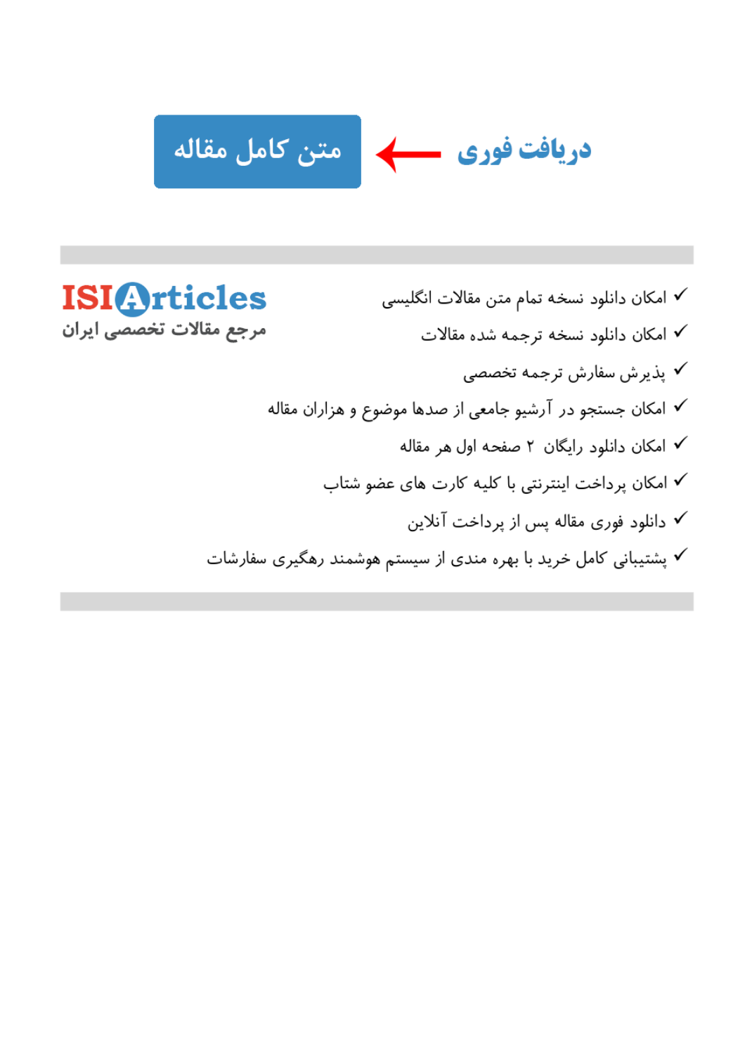متن کامل مقاله ← دریافت فوری

**ISIArticles**
مرجع مقالات تخصصی ایران

- ✓ امکان دانلود نسخه تمام متن مقالات انگلیسی
- ✓ امکان دانلود نسخه ترجمه شده مقالات
- ✓ پذیرش سفارش ترجمه تخصصی
- ✓ امکان جستجو در آرشیو جامعی از صدها موضوع و هزاران مقاله
- ✓ امکان دانلود رایگان ۲ صفحه اول هر مقاله
- ✓ امکان پرداخت اینترنتی با کلیه کارت های عضو شتاب
- ✓ دانلود فوری مقاله پس از پرداخت آنلاین
- ✓ پشتیبانی کامل خرید با بهره مندی از سیستم هوشمند رهگیری سفارشات